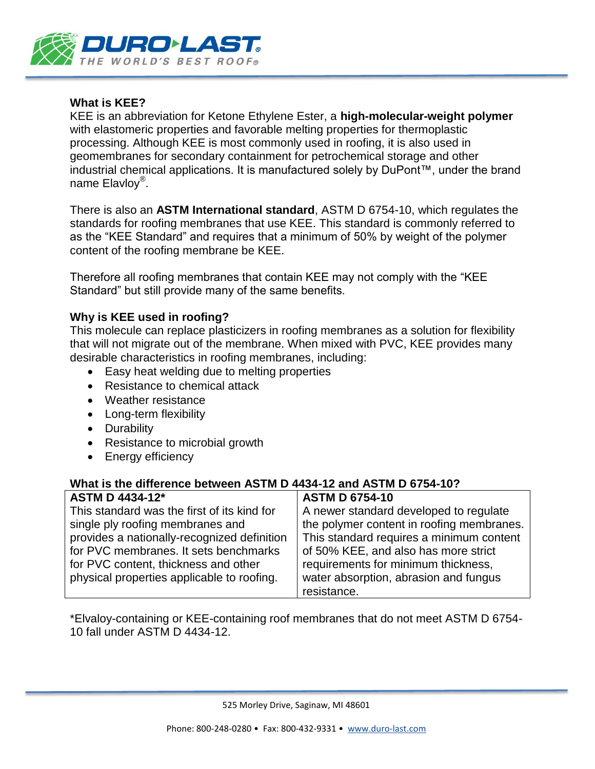### What is KEE?

KEE is an abbreviation for Ketone Ethylene Ester, a **high-molecular-weight polymer** with elastomeric properties and favorable melting properties for thermoplastic processing. Although KEE is most commonly used in roofing, it is also used in geomembranes for secondary containment for petrochemical storage and other industrial chemical applications. It is manufactured solely by DuPont™, under the brand name Elavloy®.

There is also an **ASTM International standard**, ASTM D 6754-10, which regulates the standards for roofing membranes that use KEE. This standard is commonly referred to as the "KEE Standard" and requires that a minimum of 50% by weight of the polymer content of the roofing membrane be KEE.

Therefore all roofing membranes that contain KEE may not comply with the "KEE Standard" but still provide many of the same benefits.

### Why is KEE used in roofing?

This molecule can replace plasticizers in roofing membranes as a solution for flexibility that will not migrate out of the membrane. When mixed with PVC, KEE provides many desirable characteristics in roofing membranes, including:

- Easy heat welding due to melting properties
- Resistance to chemical attack
- Weather resistance
- Long-term flexibility
- Durability
- Resistance to microbial growth
- Energy efficiency

### What is the difference between ASTM D 4434-12 and ASTM D 6754-10?

| ASTM D 4434-12* | ASTM D 6754-10 |
|---|---|
| This standard was the first of its kind for single ply roofing membranes and provides a nationally-recognized definition for PVC membranes. It sets benchmarks for PVC content, thickness and other physical properties applicable to roofing. | A newer standard developed to regulate the polymer content in roofing membranes. This standard requires a minimum content of 50% KEE, and also has more strict requirements for minimum thickness, water absorption, abrasion and fungus resistance. |

*Elvaloy-containing or KEE-containing roof membranes that do not meet ASTM D 6754-10 fall under ASTM D 4434-12.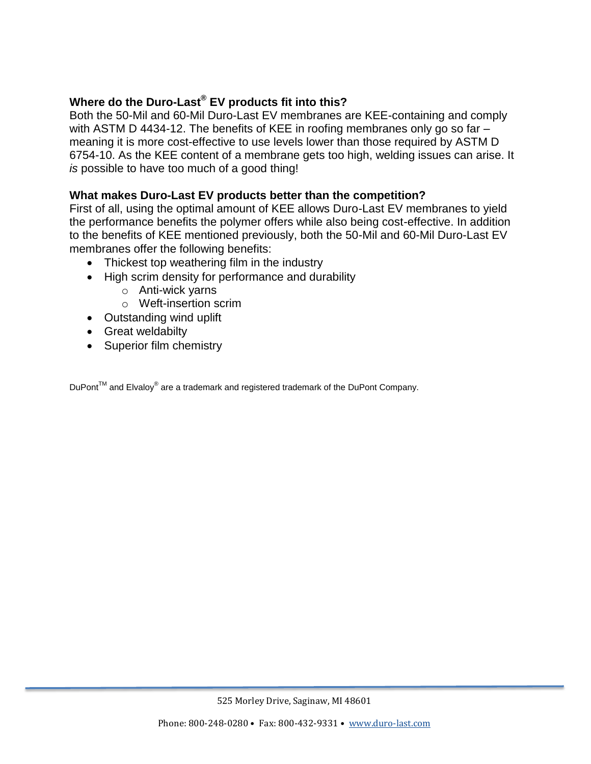### Where do the Duro-Last® EV products fit into this?

Both the 50-Mil and 60-Mil Duro-Last EV membranes are KEE-containing and comply with ASTM D 4434-12. The benefits of KEE in roofing membranes only go so far – meaning it is more cost-effective to use levels lower than those required by ASTM D 6754-10. As the KEE content of a membrane gets too high, welding issues can arise. It *is* possible to have too much of a good thing!

### What makes Duro-Last EV products better than the competition?

First of all, using the optimal amount of KEE allows Duro-Last EV membranes to yield the performance benefits the polymer offers while also being cost-effective. In addition to the benefits of KEE mentioned previously, both the 50-Mil and 60-Mil Duro-Last EV membranes offer the following benefits:

- Thickest top weathering film in the industry
- High scrim density for performance and durability
  - Anti-wick yarns
  - Weft-insertion scrim
- Outstanding wind uplift
- Great weldabilty
- Superior film chemistry

DuPont™ and Elvaloy® are a trademark and registered trademark of the DuPont Company.

525 Morley Drive, Saginaw, MI 48601

Phone: 800-248-0280 • Fax: 800-432-9331 • www.duro-last.com